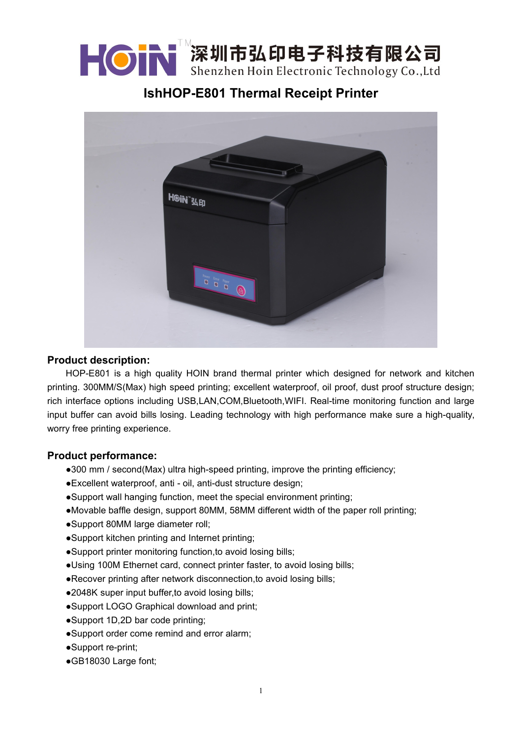HOiN™ 深圳市弘印电子科技有限公司
Shenzhen Hoin Electronic Technology Co.,Ltd

# IshHOP-E801 Thermal Receipt Printer

## Product description:

HOP-E801 is a high quality HOIN brand thermal printer which designed for network and kitchen printing. 300MM/S(Max) high speed printing; excellent waterproof, oil proof, dust proof structure design; rich interface options including USB,LAN,COM,Bluetooth,WIFI. Real-time monitoring function and large input buffer can avoid bills losing. Leading technology with high performance make sure a high-quality, worry free printing experience.

## Product performance:

- 300 mm / second(Max) ultra high-speed printing, improve the printing efficiency;
- Excellent waterproof, anti - oil, anti-dust structure design;
- Support wall hanging function, meet the special environment printing;
- Movable baffle design, support 80MM, 58MM different width of the paper roll printing;
- Support 80MM large diameter roll;
- Support kitchen printing and Internet printing;
- Support printer monitoring function,to avoid losing bills;
- Using 100M Ethernet card, connect printer faster, to avoid losing bills;
- Recover printing after network disconnection,to avoid losing bills;
- 2048K super input buffer,to avoid losing bills;
- Support LOGO Graphical download and print;
- Support 1D,2D bar code printing;
- Support order come remind and error alarm;
- Support re-print;
- GB18030 Large font;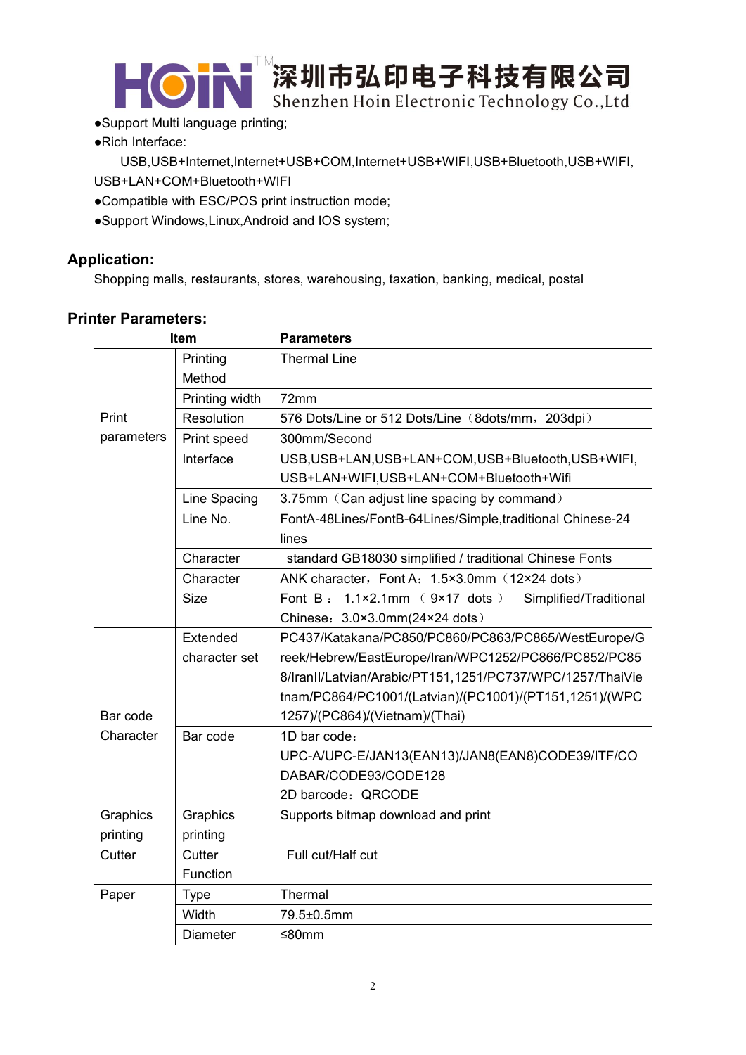●Support Multi language printing;

●Rich Interface:

USB,USB+Internet,Internet+USB+COM,Internet+USB+WIFI,USB+Bluetooth,USB+WIFI,
USB+LAN+COM+Bluetooth+WIFI

●Compatible with ESC/POS print instruction mode;

●Support Windows,Linux,Android and IOS system;

## Application:

Shopping malls, restaurants, stores, warehousing, taxation, banking, medical, postal

## Printer Parameters:

| Item | | Parameters |
|---|---|---|
| Print parameters | Printing Method | Thermal Line |
| | Printing width | 72mm |
| | Resolution | 576 Dots/Line or 512 Dots/Line（8dots/mm，203dpi） |
| | Print speed | 300mm/Second |
| | Interface | USB,USB+LAN,USB+LAN+COM,USB+Bluetooth,USB+WIFI, USB+LAN+WIFI,USB+LAN+COM+Bluetooth+Wifi |
| | Line Spacing | 3.75mm（Can adjust line spacing by command） |
| | Line No. | FontA-48Lines/FontB-64Lines/Simple,traditional Chinese-24 lines |
| | Character | standard GB18030 simplified / traditional Chinese Fonts |
| | Character Size | ANK character，Font A：1.5×3.0mm（12×24 dots） Font B：1.1×2.1mm（9×17 dots） Simplified/Traditional Chinese：3.0×3.0mm(24×24 dots） |
| Bar code Character | Extended character set | PC437/Katakana/PC850/PC860/PC863/PC865/WestEurope/Greek/Hebrew/EastEurope/Iran/WPC1252/PC866/PC852/PC858/IranII/Latvian/Arabic/PT151,1251/PC737/WPC/1257/ThaiVietnam/PC864/PC1001/(Latvian)/(PC1001)/(PT151,1251)/(WPC1257)/(PC864)/(Vietnam)/(Thai) |
| | Bar code | 1D bar code： UPC-A/UPC-E/JAN13(EAN13)/JAN8(EAN8)CODE39/ITF/CODABAR/CODE93/CODE128 2D barcode：QRCODE |
| Graphics printing | Graphics printing | Supports bitmap download and print |
| Cutter | Cutter Function | Full cut/Half cut |
| Paper | Type | Thermal |
| | Width | 79.5±0.5mm |
| | Diameter | ≤80mm |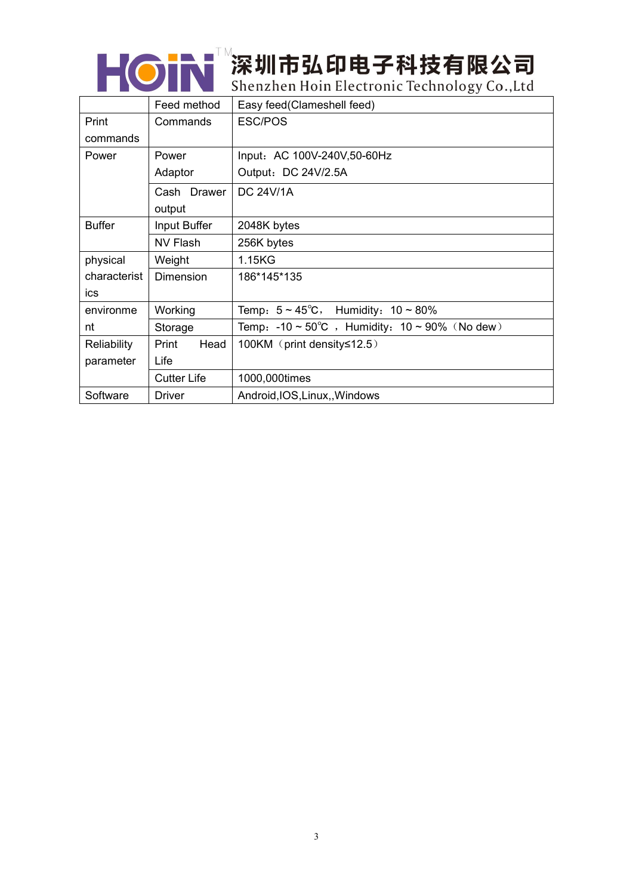| | | |
|---|---|---|
| | Feed method | Easy feed(Clameshell feed) |
| Print commands | Commands | ESC/POS |
| Power | Power Adaptor | Input：AC 100V-240V,50-60Hz<br>Output：DC 24V/2.5A |
| | Cash Drawer output | DC 24V/1A |
| Buffer | Input Buffer | 2048K bytes |
| | NV Flash | 256K bytes |
| physical characteristics | Weight | 1.15KG |
| | Dimension | 186*145*135 |
| environment | Working | Temp：5 ~ 45℃， Humidity：10 ~ 80% |
| | Storage | Temp：-10 ~ 50℃ ，Humidity：10 ~ 90%（No dew） |
| Reliability parameter | Print Head Life | 100KM（print density≤12.5） |
| | Cutter Life | 1000,000times |
| Software | Driver | Android,IOS,Linux,,Windows |